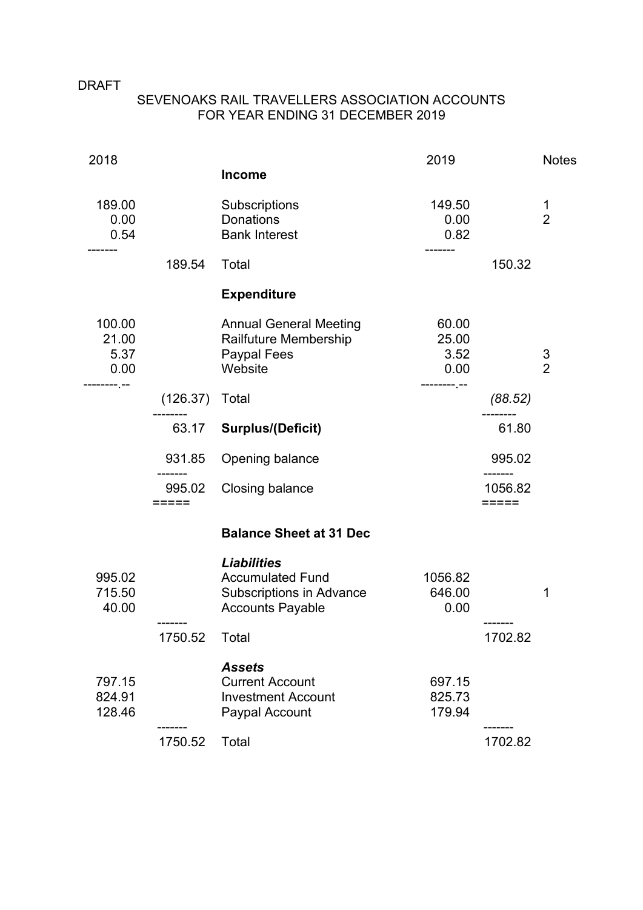DRAFT

# SEVENOAKS RAIL TRAVELLERS ASSOCIATION ACCOUNTS
## FOR YEAR ENDING 31 DECEMBER 2019

| 2018 | | | 2019 | | Notes |
|---|---|---|---|---|---|
| | | **Income** | | | |
| 189.00 | | Subscriptions | 149.50 | | 1 |
| 0.00 | | Donations | 0.00 | | 2 |
| 0.54 | | Bank Interest | 0.82 | | |
| | 189.54 | Total | | 150.32 | |
| | | **Expenditure** | | | |
| 100.00 | | Annual General Meeting | 60.00 | | |
| 21.00 | | Railfuture Membership | 25.00 | | |
| 5.37 | | Paypal Fees | 3.52 | | 3 |
| 0.00 | | Website | 0.00 | | 2 |
| | (126.37) | Total | | *(88.52)* | |
| | 63.17 | **Surplus/(Deficit)** | | 61.80 | |
| | 931.85 | Opening balance | | 995.02 | |
| | 995.02 | Closing balance | | 1056.82 | |
| | | **Balance Sheet at 31 Dec** | | | |
| | | ***Liabilities*** | | | |
| 995.02 | | Accumulated Fund | 1056.82 | | |
| 715.50 | | Subscriptions in Advance | 646.00 | | 1 |
| 40.00 | | Accounts Payable | 0.00 | | |
| | 1750.52 | Total | | 1702.82 | |
| | | ***Assets*** | | | |
| 797.15 | | Current Account | 697.15 | | |
| 824.91 | | Investment Account | 825.73 | | |
| 128.46 | | Paypal Account | 179.94 | | |
| | 1750.52 | Total | | 1702.82 | |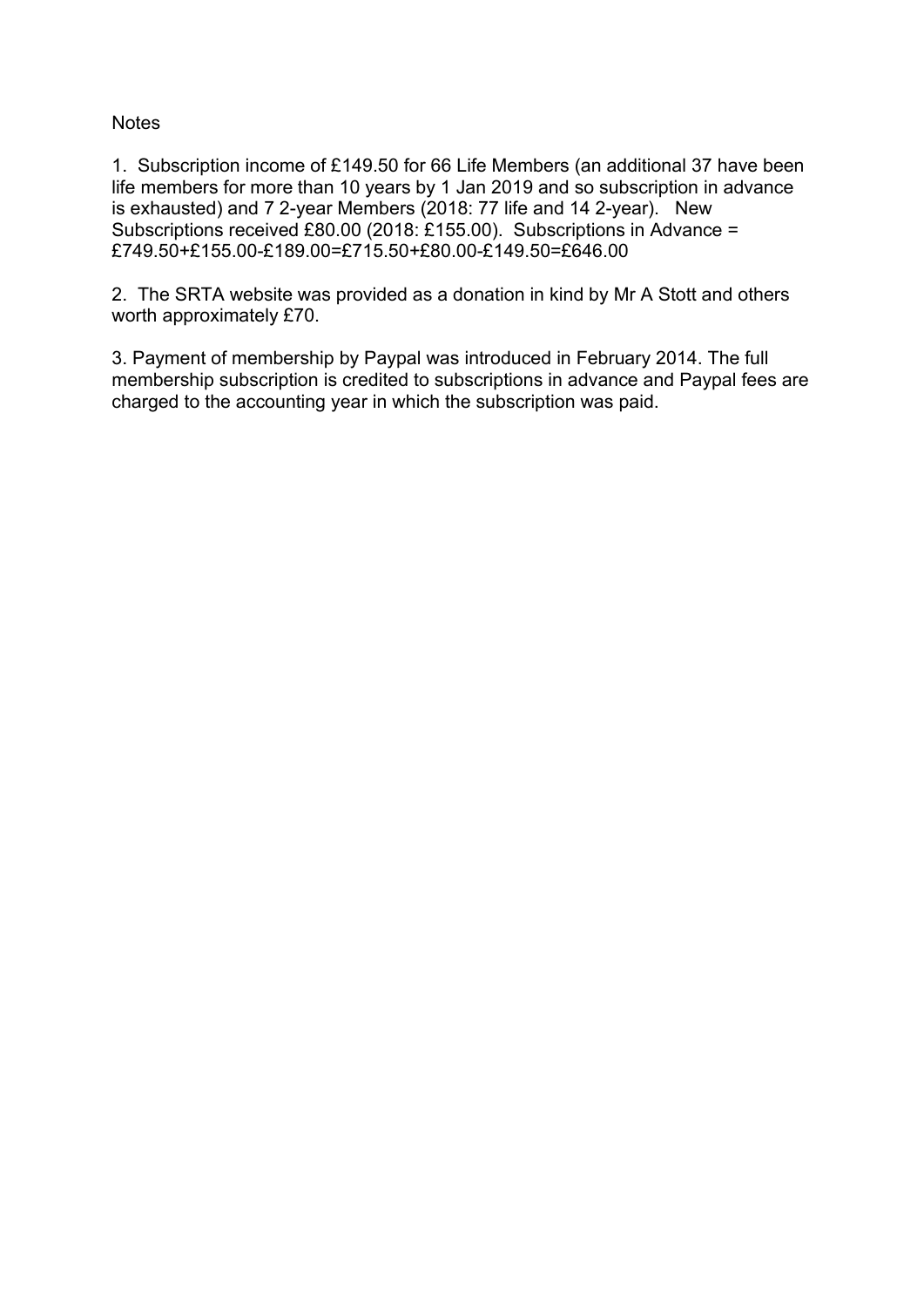Notes

1. Subscription income of £149.50 for 66 Life Members (an additional 37 have been life members for more than 10 years by 1 Jan 2019 and so subscription in advance is exhausted) and 7 2-year Members (2018: 77 life and 14 2-year). New Subscriptions received £80.00 (2018: £155.00). Subscriptions in Advance = £749.50+£155.00-£189.00=£715.50+£80.00-£149.50=£646.00

2. The SRTA website was provided as a donation in kind by Mr A Stott and others worth approximately £70.

3. Payment of membership by Paypal was introduced in February 2014. The full membership subscription is credited to subscriptions in advance and Paypal fees are charged to the accounting year in which the subscription was paid.